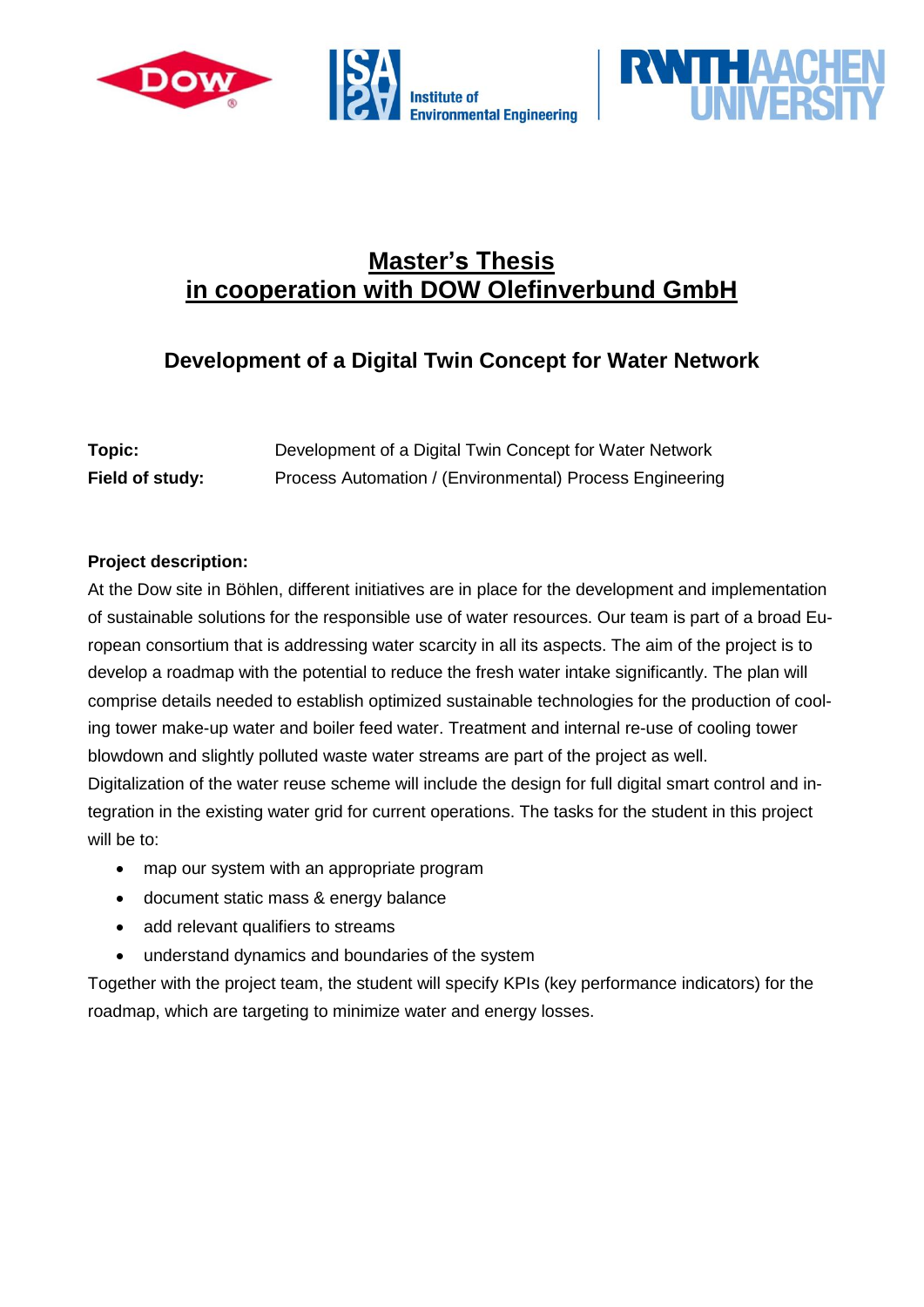# Master's Thesis
# in cooperation with DOW Olefinverbund GmbH

## Development of a Digital Twin Concept for Water Network

**Topic:** Development of a Digital Twin Concept for Water Network

**Field of study:** Process Automation / (Environmental) Process Engineering

**Project description:**

At the Dow site in Böhlen, different initiatives are in place for the development and implementation of sustainable solutions for the responsible use of water resources. Our team is part of a broad European consortium that is addressing water scarcity in all its aspects. The aim of the project is to develop a roadmap with the potential to reduce the fresh water intake significantly. The plan will comprise details needed to establish optimized sustainable technologies for the production of cooling tower make-up water and boiler feed water. Treatment and internal re-use of cooling tower blowdown and slightly polluted waste water streams are part of the project as well.

Digitalization of the water reuse scheme will include the design for full digital smart control and integration in the existing water grid for current operations. The tasks for the student in this project will be to:

- map our system with an appropriate program
- document static mass & energy balance
- add relevant qualifiers to streams
- understand dynamics and boundaries of the system

Together with the project team, the student will specify KPIs (key performance indicators) for the roadmap, which are targeting to minimize water and energy losses.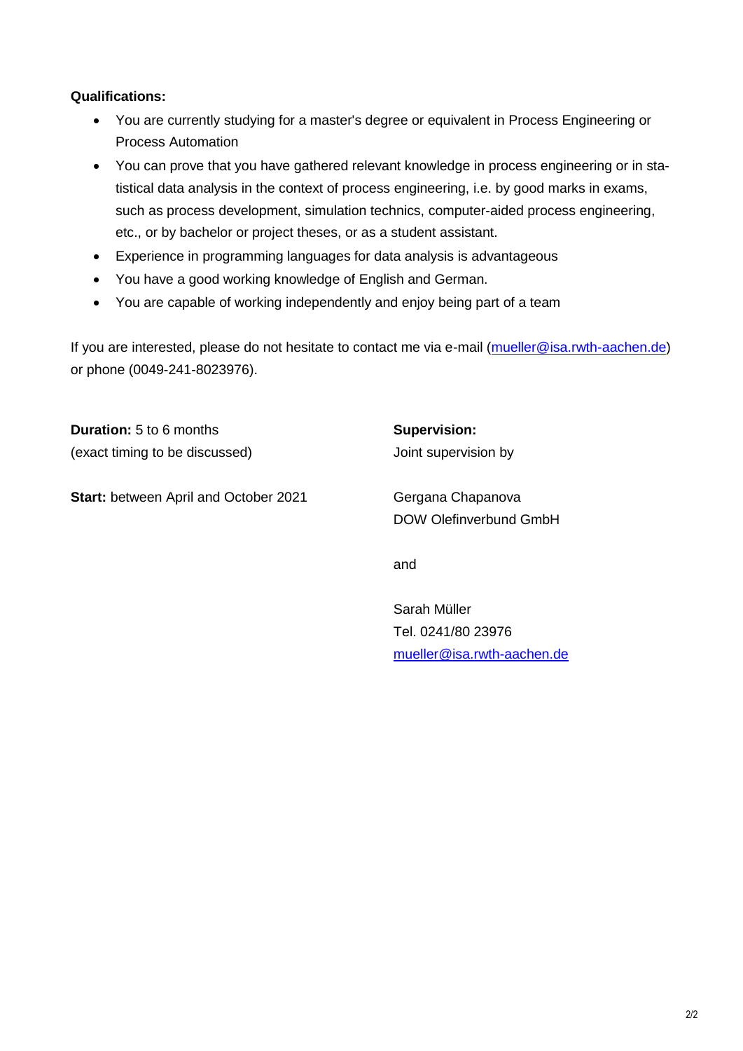**Qualifications:**

- You are currently studying for a master's degree or equivalent in Process Engineering or Process Automation
- You can prove that you have gathered relevant knowledge in process engineering or in statistical data analysis in the context of process engineering, i.e. by good marks in exams, such as process development, simulation technics, computer-aided process engineering, etc., or by bachelor or project theses, or as a student assistant.
- Experience in programming languages for data analysis is advantageous
- You have a good working knowledge of English and German.
- You are capable of working independently and enjoy being part of a team

If you are interested, please do not hesitate to contact me via e-mail (mueller@isa.rwth-aachen.de) or phone (0049-241-8023976).

**Duration:** 5 to 6 months
(exact timing to be discussed)

**Start:** between April and October 2021

**Supervision:**
Joint supervision by

Gergana Chapanova
DOW Olefinverbund GmbH

and

Sarah Müller
Tel. 0241/80 23976
mueller@isa.rwth-aachen.de